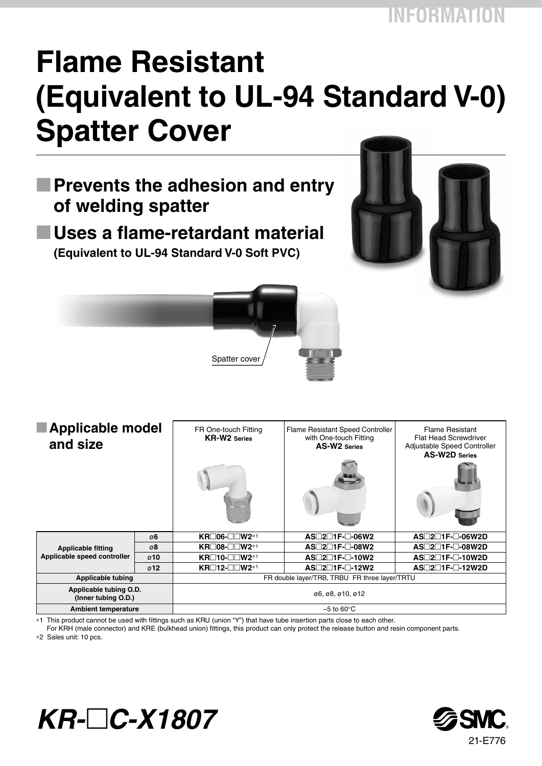INFORMATION

# Flame Resistant (Equivalent to UL-94 Standard V-0) Spatter Cover

## ■ Prevents the adhesion and entry of welding spatter

## ■ Uses a flame-retardant material

**(Equivalent to UL-94 Standard V-0 Soft PVC)**

Spatter cover

## ■ Applicable model and size

| | | FR One-touch Fitting **KR-W2 Series** | Flame Resistant Speed Controller with One-touch Fitting **AS-W2 Series** | Flame Resistant Flat Head Screwdriver Adjustable Speed Controller **AS-W2D Series** |
|---|---|---|---|---|
| Applicable fitting Applicable speed controller | ø6 | KR□06-□□W2*1 | AS□2□1F-□-06W2 | AS□2□1F-□-06W2D |
| | ø8 | KR□08-□□W2*1 | AS□2□1F-□-08W2 | AS□2□1F-□-08W2D |
| | ø10 | KR□10-□□W2*1 | AS□2□1F-□-10W2 | AS□2□1F-□-10W2D |
| | ø12 | KR□12-□□W2*1 | AS□2□1F-□-12W2 | AS□2□1F-□-12W2D |
| Applicable tubing | | FR double layer/TRB, TRBU FR three layer/TRTU | | |
| Applicable tubing O.D. (Inner tubing O.D.) | | ø6, ø8, ø10, ø12 | | |
| Ambient temperature | | –5 to 60°C | | |

*1 This product cannot be used with fittings such as KRU (union "Y") that have tube insertion parts close to each other.
For KRH (male connector) and KRE (bulkhead union) fittings, this product can only protect the release button and resin component parts.

*2 Sales unit: 10 pcs.

***KR-□C-X1807***

SMC

21-E776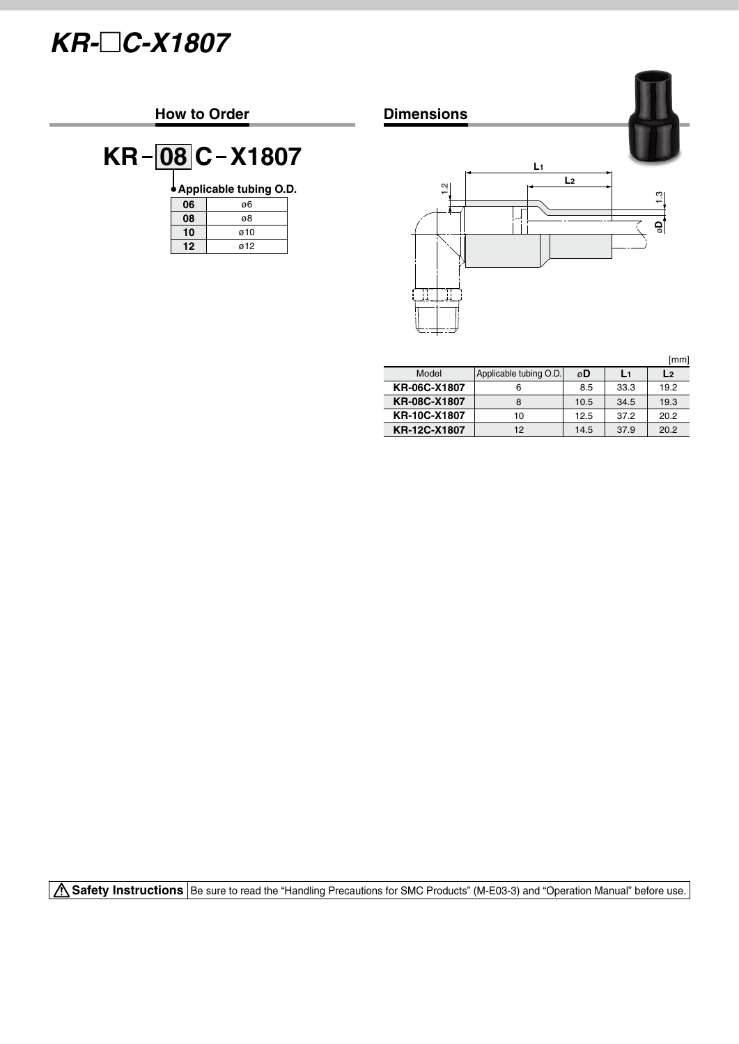# KR-□C-X1807

## How to Order

**KR – 08 C – X1807**

● Applicable tubing O.D.

| | |
|---|---|
| **06** | ø6 |
| **08** | ø8 |
| **10** | ø10 |
| **12** | ø12 |

## Dimensions

L1

L2

1.2

1.3

øD

[mm]

| Model | Applicable tubing O.D. | øD | $L_1$ | $L_2$ |
|---|---|---|---|---|
| **KR-06C-X1807** | 6 | 8.5 | 33.3 | 19.2 |
| **KR-08C-X1807** | 8 | 10.5 | 34.5 | 19.3 |
| **KR-10C-X1807** | 10 | 12.5 | 37.2 | 20.2 |
| **KR-12C-X1807** | 12 | 14.5 | 37.9 | 20.2 |

**⚠ Safety Instructions** Be sure to read the “Handling Precautions for SMC Products” (M-E03-3) and “Operation Manual” before use.